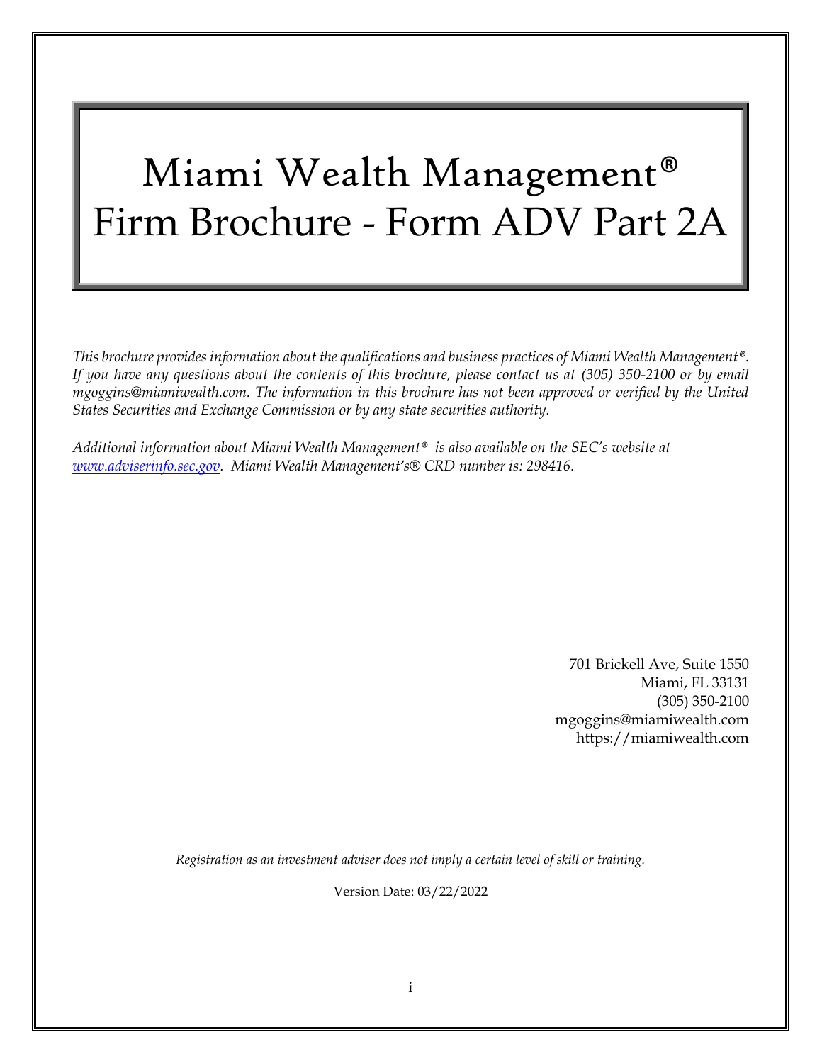# Miami Wealth Management®
# Firm Brochure - Form ADV Part 2A

*This brochure provides information about the qualifications and business practices of Miami Wealth Management®. If you have any questions about the contents of this brochure, please contact us at (305) 350-2100 or by email mgoggins@miamiwealth.com. The information in this brochure has not been approved or verified by the United States Securities and Exchange Commission or by any state securities authority.*

*Additional information about Miami Wealth Management® is also available on the SEC's website at [www.adviserinfo.sec.gov](www.adviserinfo.sec.gov). Miami Wealth Management's® CRD number is: 298416.*

701 Brickell Ave, Suite 1550
Miami, FL 33131
(305) 350-2100
mgoggins@miamiwealth.com
https://miamiwealth.com

*Registration as an investment adviser does not imply a certain level of skill or training.*

Version Date: 03/22/2022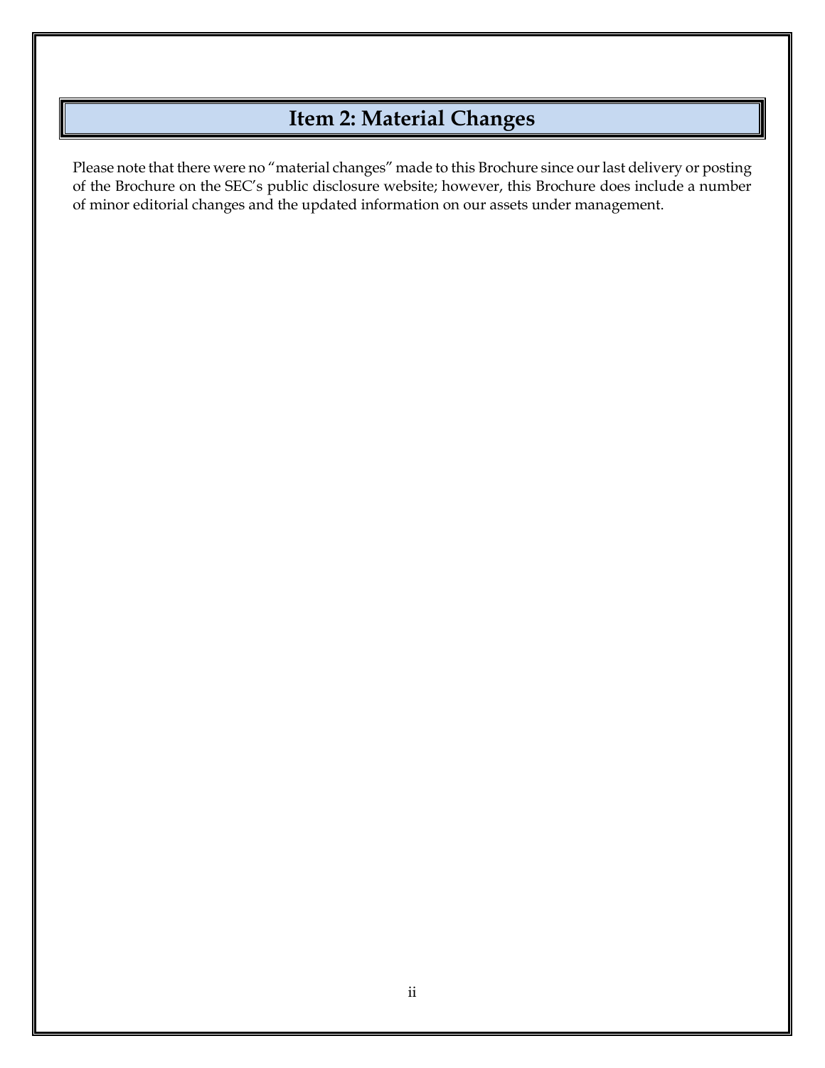# Item 2: Material Changes

Please note that there were no "material changes" made to this Brochure since our last delivery or posting of the Brochure on the SEC's public disclosure website; however, this Brochure does include a number of minor editorial changes and the updated information on our assets under management.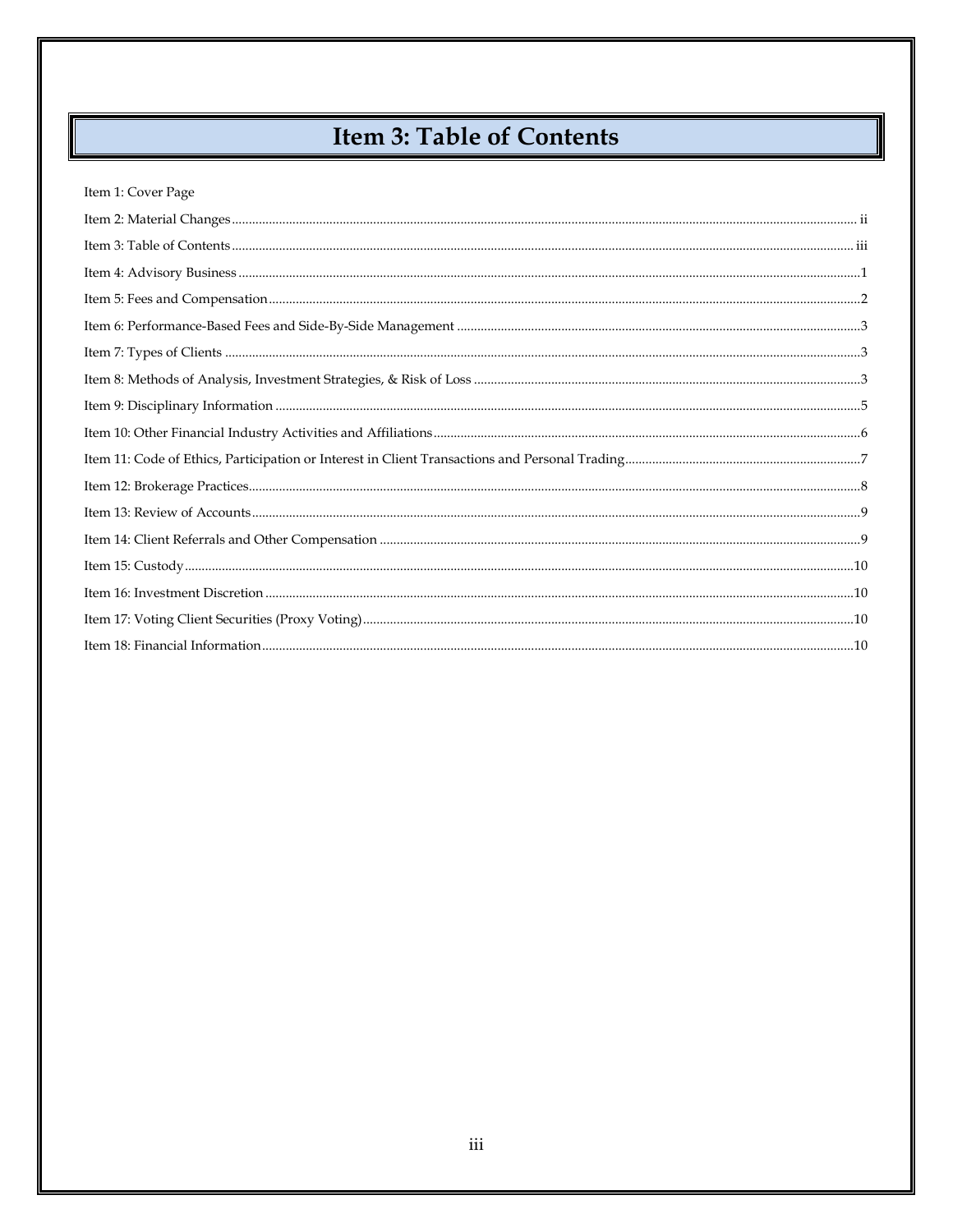# Item 3: Table of Contents

Item 1: Cover Page

Item 2: Material Changes ........ ii

Item 3: Table of Contents ........ iii

Item 4: Advisory Business ........ 1

Item 5: Fees and Compensation ........ 2

Item 6: Performance-Based Fees and Side-By-Side Management ........ 3

Item 7: Types of Clients ........ 3

Item 8: Methods of Analysis, Investment Strategies, & Risk of Loss ........ 3

Item 9: Disciplinary Information ........ 5

Item 10: Other Financial Industry Activities and Affiliations ........ 6

Item 11: Code of Ethics, Participation or Interest in Client Transactions and Personal Trading ........ 7

Item 12: Brokerage Practices ........ 8

Item 13: Review of Accounts ........ 9

Item 14: Client Referrals and Other Compensation ........ 9

Item 15: Custody ........ 10

Item 16: Investment Discretion ........ 10

Item 17: Voting Client Securities (Proxy Voting) ........ 10

Item 18: Financial Information ........ 10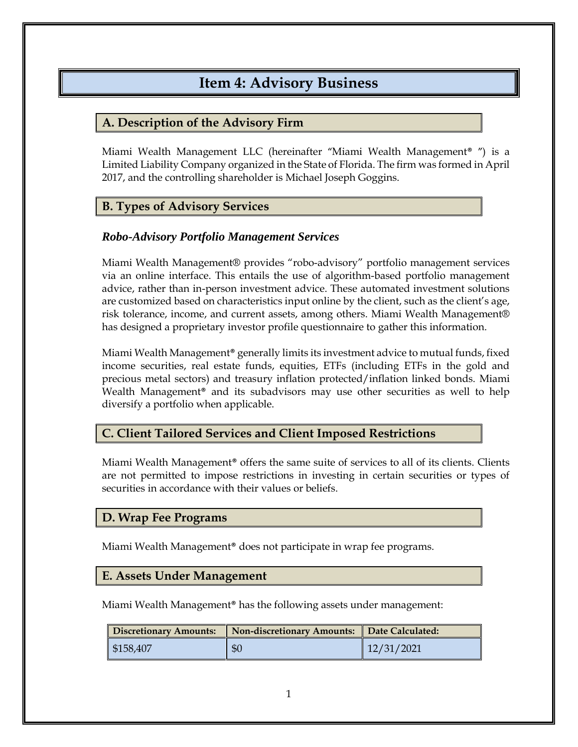# Item 4: Advisory Business

## A. Description of the Advisory Firm

Miami Wealth Management LLC (hereinafter "Miami Wealth Management® ") is a Limited Liability Company organized in the State of Florida. The firm was formed in April 2017, and the controlling shareholder is Michael Joseph Goggins.

## B. Types of Advisory Services

### *Robo-Advisory Portfolio Management Services*

Miami Wealth Management® provides "robo-advisory" portfolio management services via an online interface. This entails the use of algorithm-based portfolio management advice, rather than in-person investment advice. These automated investment solutions are customized based on characteristics input online by the client, such as the client's age, risk tolerance, income, and current assets, among others. Miami Wealth Management® has designed a proprietary investor profile questionnaire to gather this information.

Miami Wealth Management® generally limits its investment advice to mutual funds, fixed income securities, real estate funds, equities, ETFs (including ETFs in the gold and precious metal sectors) and treasury inflation protected/inflation linked bonds. Miami Wealth Management® and its subadvisors may use other securities as well to help diversify a portfolio when applicable.

## C. Client Tailored Services and Client Imposed Restrictions

Miami Wealth Management® offers the same suite of services to all of its clients. Clients are not permitted to impose restrictions in investing in certain securities or types of securities in accordance with their values or beliefs.

## D. Wrap Fee Programs

Miami Wealth Management® does not participate in wrap fee programs.

## E. Assets Under Management

Miami Wealth Management® has the following assets under management:

| Discretionary Amounts: | Non-discretionary Amounts: | Date Calculated: |
|---|---|---|
| $158,407 | $0 | 12/31/2021 |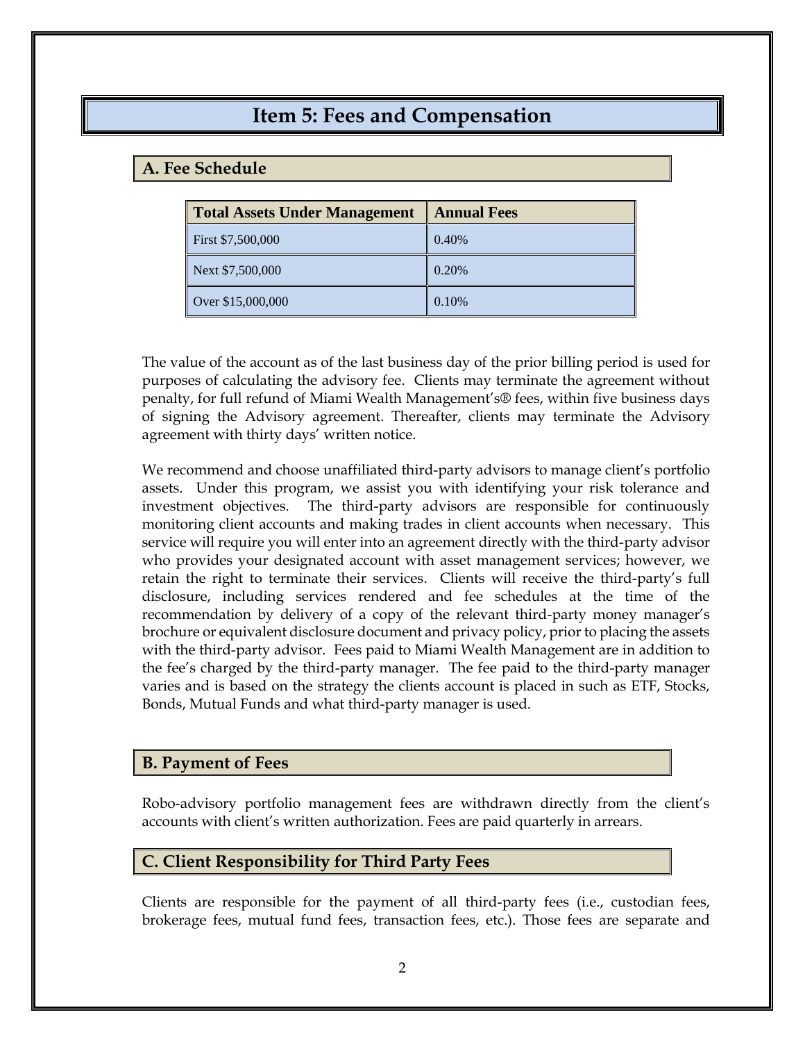# Item 5: Fees and Compensation

## A. Fee Schedule

| Total Assets Under Management | Annual Fees |
|---|---|
| First $7,500,000 | 0.40% |
| Next $7,500,000 | 0.20% |
| Over $15,000,000 | 0.10% |

The value of the account as of the last business day of the prior billing period is used for purposes of calculating the advisory fee. Clients may terminate the agreement without penalty, for full refund of Miami Wealth Management's® fees, within five business days of signing the Advisory agreement. Thereafter, clients may terminate the Advisory agreement with thirty days' written notice.

We recommend and choose unaffiliated third-party advisors to manage client's portfolio assets. Under this program, we assist you with identifying your risk tolerance and investment objectives. The third-party advisors are responsible for continuously monitoring client accounts and making trades in client accounts when necessary. This service will require you will enter into an agreement directly with the third-party advisor who provides your designated account with asset management services; however, we retain the right to terminate their services. Clients will receive the third-party's full disclosure, including services rendered and fee schedules at the time of the recommendation by delivery of a copy of the relevant third-party money manager's brochure or equivalent disclosure document and privacy policy, prior to placing the assets with the third-party advisor. Fees paid to Miami Wealth Management are in addition to the fee's charged by the third-party manager. The fee paid to the third-party manager varies and is based on the strategy the clients account is placed in such as ETF, Stocks, Bonds, Mutual Funds and what third-party manager is used.

## B. Payment of Fees

Robo-advisory portfolio management fees are withdrawn directly from the client's accounts with client's written authorization. Fees are paid quarterly in arrears.

## C. Client Responsibility for Third Party Fees

Clients are responsible for the payment of all third-party fees (i.e., custodian fees, brokerage fees, mutual fund fees, transaction fees, etc.). Those fees are separate and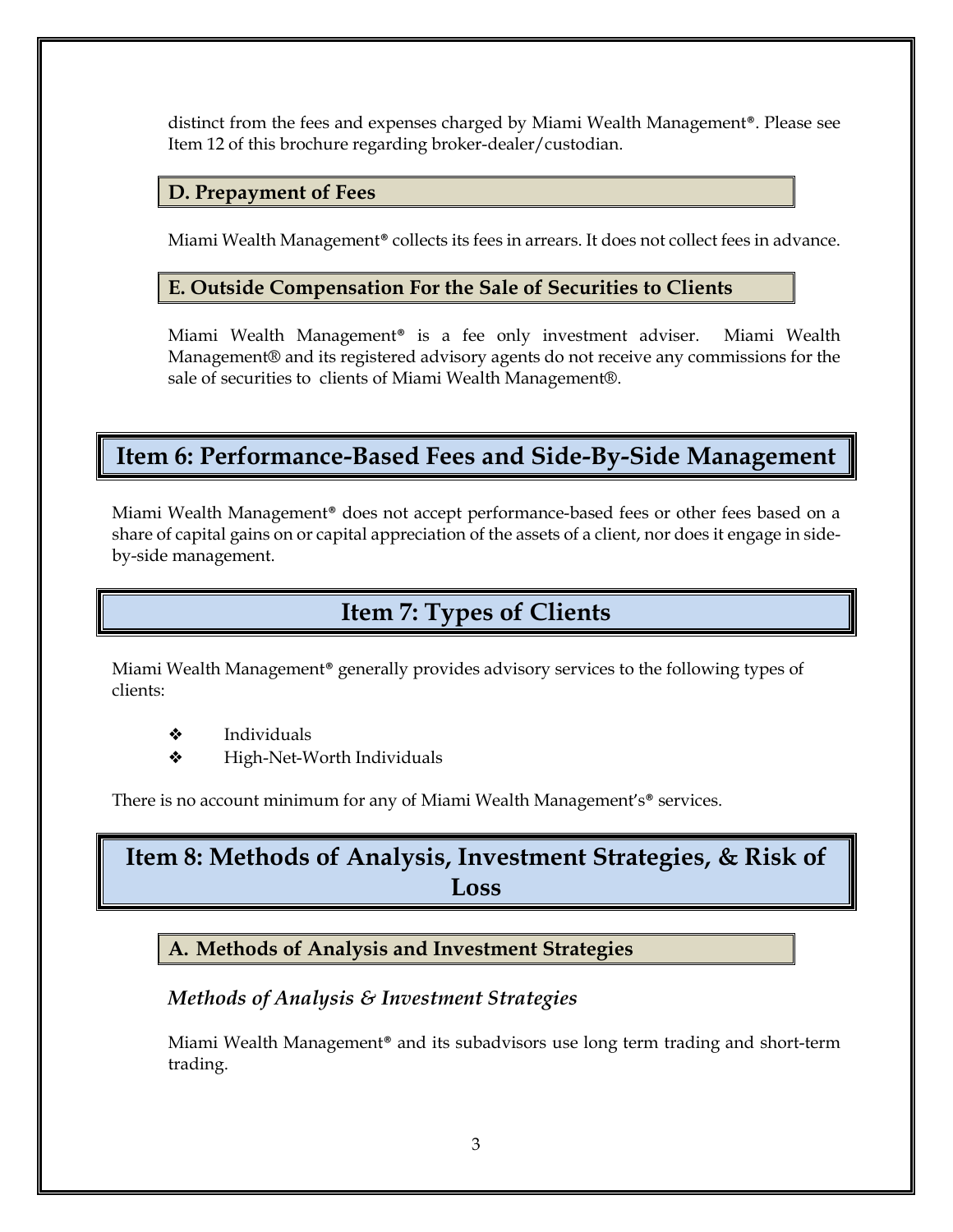distinct from the fees and expenses charged by Miami Wealth Management®. Please see Item 12 of this brochure regarding broker-dealer/custodian.

### D. Prepayment of Fees

Miami Wealth Management® collects its fees in arrears. It does not collect fees in advance.

### E. Outside Compensation For the Sale of Securities to Clients

Miami Wealth Management® is a fee only investment adviser. Miami Wealth Management® and its registered advisory agents do not receive any commissions for the sale of securities to clients of Miami Wealth Management®.

## Item 6: Performance-Based Fees and Side-By-Side Management

Miami Wealth Management® does not accept performance-based fees or other fees based on a share of capital gains on or capital appreciation of the assets of a client, nor does it engage in side-by-side management.

## Item 7: Types of Clients

Miami Wealth Management® generally provides advisory services to the following types of clients:

- Individuals
- High-Net-Worth Individuals

There is no account minimum for any of Miami Wealth Management's® services.

## Item 8: Methods of Analysis, Investment Strategies, & Risk of Loss

### A. Methods of Analysis and Investment Strategies

*Methods of Analysis & Investment Strategies*

Miami Wealth Management® and its subadvisors use long term trading and short-term trading.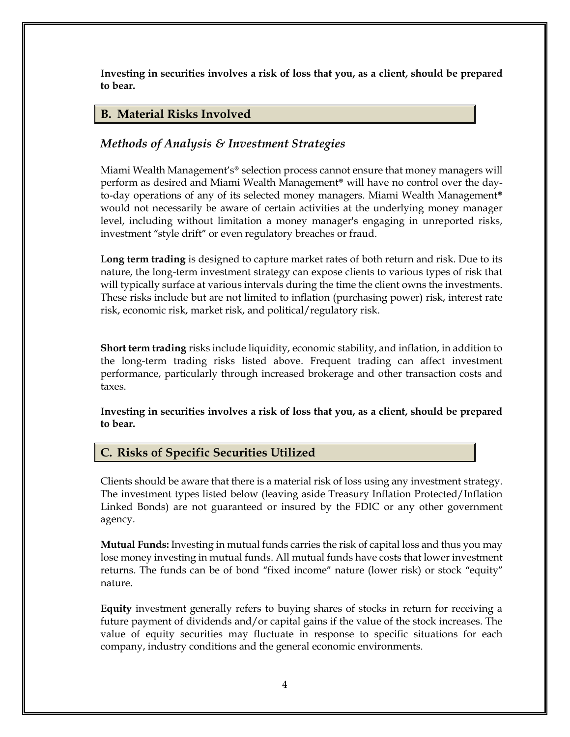**Investing in securities involves a risk of loss that you, as a client, should be prepared to bear.**

## B. Material Risks Involved

### *Methods of Analysis & Investment Strategies*

Miami Wealth Management's® selection process cannot ensure that money managers will perform as desired and Miami Wealth Management® will have no control over the day-to-day operations of any of its selected money managers. Miami Wealth Management® would not necessarily be aware of certain activities at the underlying money manager level, including without limitation a money manager's engaging in unreported risks, investment "style drift" or even regulatory breaches or fraud.

**Long term trading** is designed to capture market rates of both return and risk. Due to its nature, the long-term investment strategy can expose clients to various types of risk that will typically surface at various intervals during the time the client owns the investments. These risks include but are not limited to inflation (purchasing power) risk, interest rate risk, economic risk, market risk, and political/regulatory risk.

**Short term trading** risks include liquidity, economic stability, and inflation, in addition to the long-term trading risks listed above. Frequent trading can affect investment performance, particularly through increased brokerage and other transaction costs and taxes.

**Investing in securities involves a risk of loss that you, as a client, should be prepared to bear.**

## C. Risks of Specific Securities Utilized

Clients should be aware that there is a material risk of loss using any investment strategy. The investment types listed below (leaving aside Treasury Inflation Protected/Inflation Linked Bonds) are not guaranteed or insured by the FDIC or any other government agency.

**Mutual Funds:** Investing in mutual funds carries the risk of capital loss and thus you may lose money investing in mutual funds. All mutual funds have costs that lower investment returns. The funds can be of bond "fixed income" nature (lower risk) or stock "equity" nature.

**Equity** investment generally refers to buying shares of stocks in return for receiving a future payment of dividends and/or capital gains if the value of the stock increases. The value of equity securities may fluctuate in response to specific situations for each company, industry conditions and the general economic environments.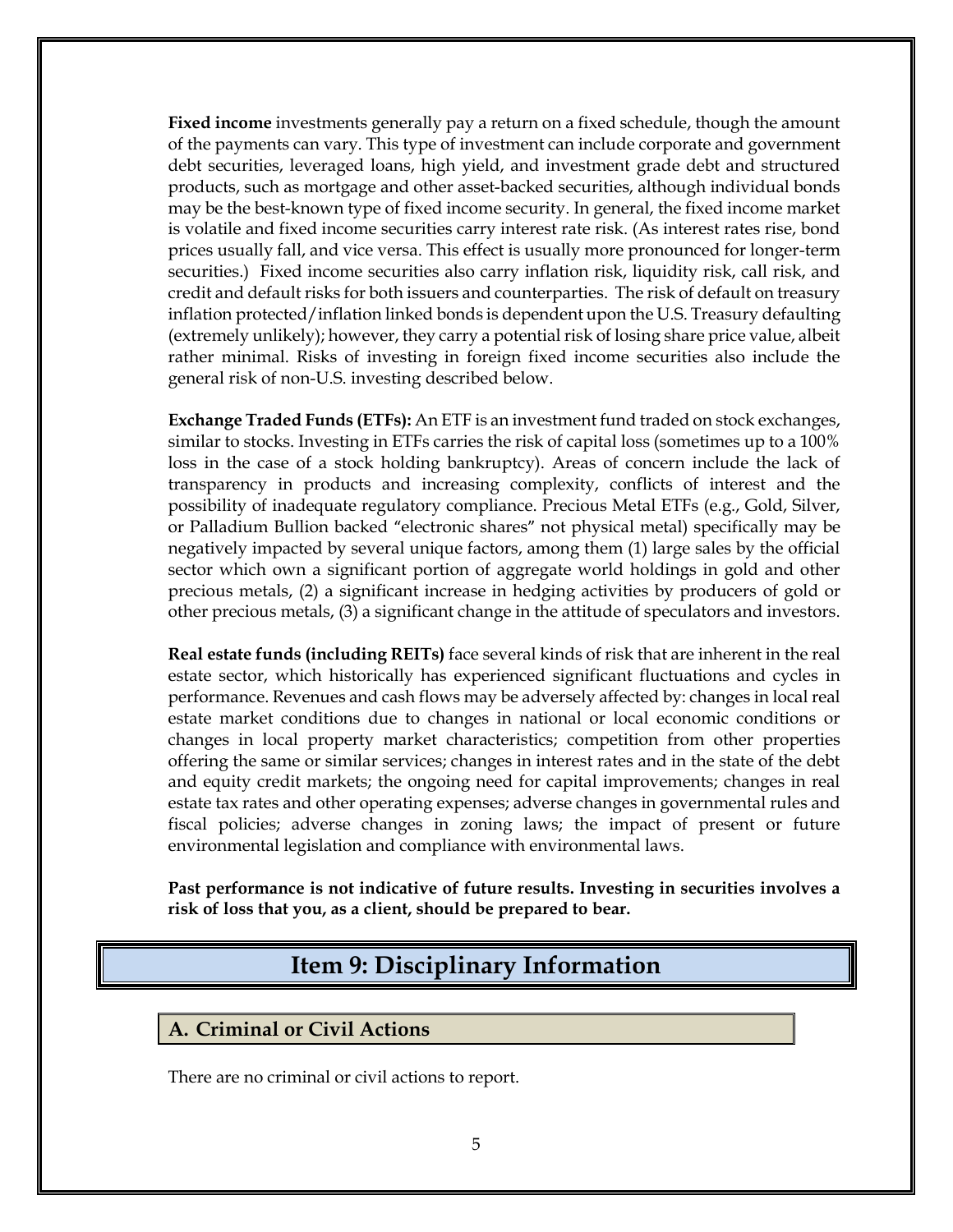**Fixed income** investments generally pay a return on a fixed schedule, though the amount of the payments can vary. This type of investment can include corporate and government debt securities, leveraged loans, high yield, and investment grade debt and structured products, such as mortgage and other asset-backed securities, although individual bonds may be the best-known type of fixed income security. In general, the fixed income market is volatile and fixed income securities carry interest rate risk. (As interest rates rise, bond prices usually fall, and vice versa. This effect is usually more pronounced for longer-term securities.) Fixed income securities also carry inflation risk, liquidity risk, call risk, and credit and default risks for both issuers and counterparties. The risk of default on treasury inflation protected/inflation linked bonds is dependent upon the U.S. Treasury defaulting (extremely unlikely); however, they carry a potential risk of losing share price value, albeit rather minimal. Risks of investing in foreign fixed income securities also include the general risk of non-U.S. investing described below.

**Exchange Traded Funds (ETFs):** An ETF is an investment fund traded on stock exchanges, similar to stocks. Investing in ETFs carries the risk of capital loss (sometimes up to a 100% loss in the case of a stock holding bankruptcy). Areas of concern include the lack of transparency in products and increasing complexity, conflicts of interest and the possibility of inadequate regulatory compliance. Precious Metal ETFs (e.g., Gold, Silver, or Palladium Bullion backed "electronic shares" not physical metal) specifically may be negatively impacted by several unique factors, among them (1) large sales by the official sector which own a significant portion of aggregate world holdings in gold and other precious metals, (2) a significant increase in hedging activities by producers of gold or other precious metals, (3) a significant change in the attitude of speculators and investors.

**Real estate funds (including REITs)** face several kinds of risk that are inherent in the real estate sector, which historically has experienced significant fluctuations and cycles in performance. Revenues and cash flows may be adversely affected by: changes in local real estate market conditions due to changes in national or local economic conditions or changes in local property market characteristics; competition from other properties offering the same or similar services; changes in interest rates and in the state of the debt and equity credit markets; the ongoing need for capital improvements; changes in real estate tax rates and other operating expenses; adverse changes in governmental rules and fiscal policies; adverse changes in zoning laws; the impact of present or future environmental legislation and compliance with environmental laws.

**Past performance is not indicative of future results. Investing in securities involves a risk of loss that you, as a client, should be prepared to bear.**

# Item 9: Disciplinary Information

## A. Criminal or Civil Actions

There are no criminal or civil actions to report.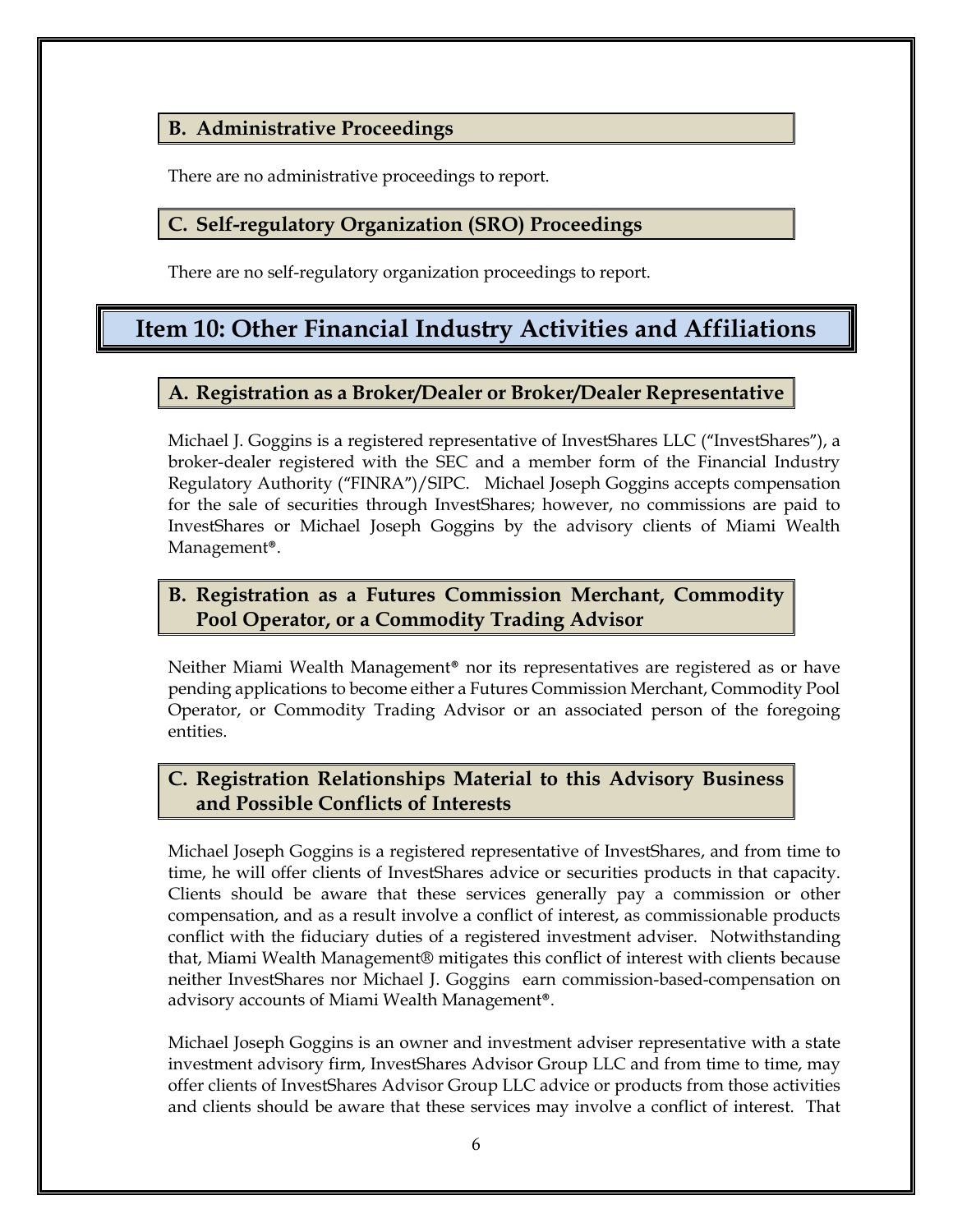### B. Administrative Proceedings

There are no administrative proceedings to report.

### C. Self-regulatory Organization (SRO) Proceedings

There are no self-regulatory organization proceedings to report.

## Item 10: Other Financial Industry Activities and Affiliations

### A. Registration as a Broker/Dealer or Broker/Dealer Representative

Michael J. Goggins is a registered representative of InvestShares LLC ("InvestShares"), a broker-dealer registered with the SEC and a member form of the Financial Industry Regulatory Authority ("FINRA")/SIPC. Michael Joseph Goggins accepts compensation for the sale of securities through InvestShares; however, no commissions are paid to InvestShares or Michael Joseph Goggins by the advisory clients of Miami Wealth Management®.

### B. Registration as a Futures Commission Merchant, Commodity Pool Operator, or a Commodity Trading Advisor

Neither Miami Wealth Management® nor its representatives are registered as or have pending applications to become either a Futures Commission Merchant, Commodity Pool Operator, or Commodity Trading Advisor or an associated person of the foregoing entities.

### C. Registration Relationships Material to this Advisory Business and Possible Conflicts of Interests

Michael Joseph Goggins is a registered representative of InvestShares, and from time to time, he will offer clients of InvestShares advice or securities products in that capacity. Clients should be aware that these services generally pay a commission or other compensation, and as a result involve a conflict of interest, as commissionable products conflict with the fiduciary duties of a registered investment adviser. Notwithstanding that, Miami Wealth Management® mitigates this conflict of interest with clients because neither InvestShares nor Michael J. Goggins earn commission-based-compensation on advisory accounts of Miami Wealth Management®.

Michael Joseph Goggins is an owner and investment adviser representative with a state investment advisory firm, InvestShares Advisor Group LLC and from time to time, may offer clients of InvestShares Advisor Group LLC advice or products from those activities and clients should be aware that these services may involve a conflict of interest. That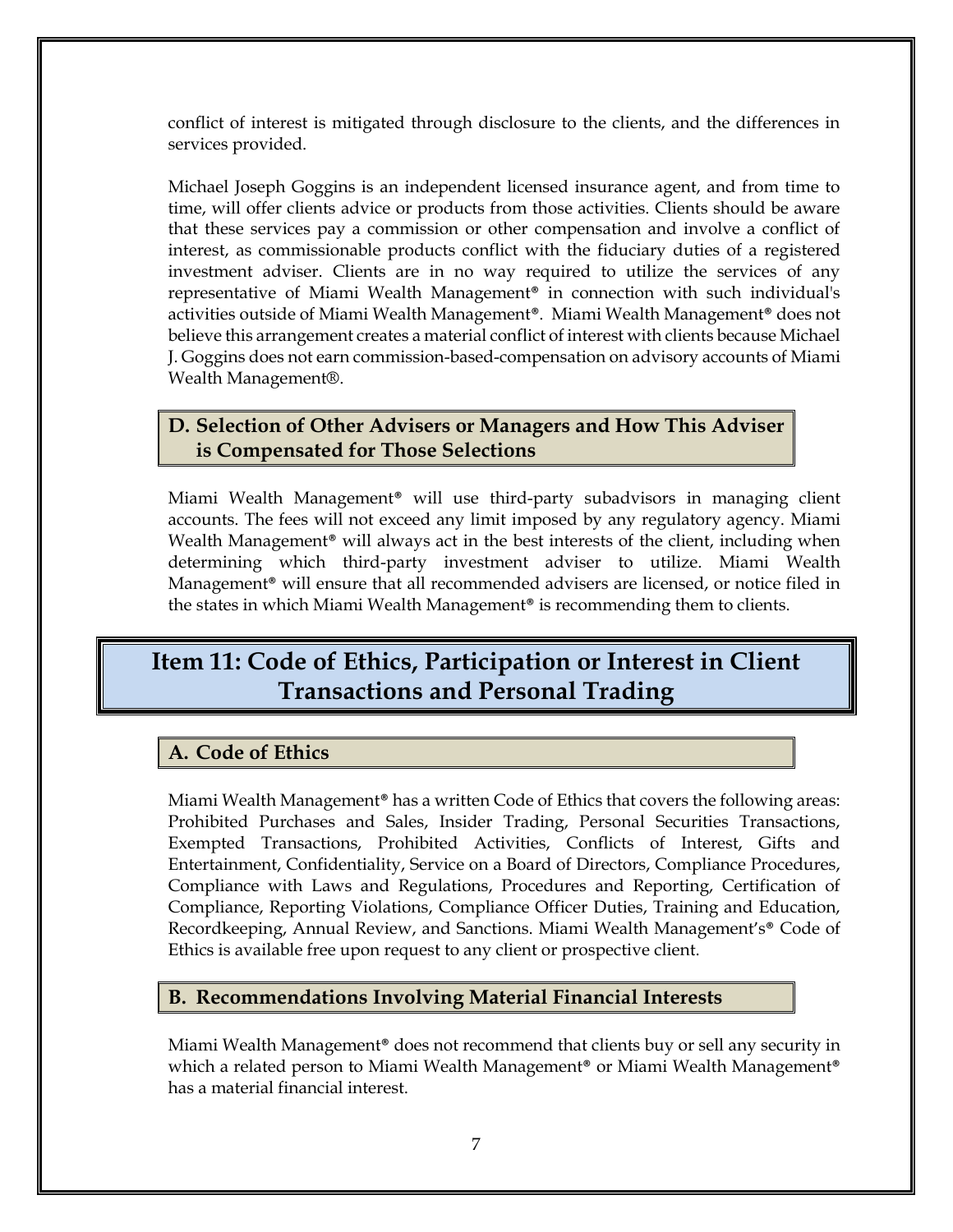conflict of interest is mitigated through disclosure to the clients, and the differences in services provided.

Michael Joseph Goggins is an independent licensed insurance agent, and from time to time, will offer clients advice or products from those activities. Clients should be aware that these services pay a commission or other compensation and involve a conflict of interest, as commissionable products conflict with the fiduciary duties of a registered investment adviser. Clients are in no way required to utilize the services of any representative of Miami Wealth Management® in connection with such individual's activities outside of Miami Wealth Management®. Miami Wealth Management® does not believe this arrangement creates a material conflict of interest with clients because Michael J. Goggins does not earn commission-based-compensation on advisory accounts of Miami Wealth Management®.

### D. Selection of Other Advisers or Managers and How This Adviser is Compensated for Those Selections

Miami Wealth Management® will use third-party subadvisors in managing client accounts. The fees will not exceed any limit imposed by any regulatory agency. Miami Wealth Management® will always act in the best interests of the client, including when determining which third-party investment adviser to utilize. Miami Wealth Management® will ensure that all recommended advisers are licensed, or notice filed in the states in which Miami Wealth Management® is recommending them to clients.

## Item 11: Code of Ethics, Participation or Interest in Client Transactions and Personal Trading

### A. Code of Ethics

Miami Wealth Management® has a written Code of Ethics that covers the following areas: Prohibited Purchases and Sales, Insider Trading, Personal Securities Transactions, Exempted Transactions, Prohibited Activities, Conflicts of Interest, Gifts and Entertainment, Confidentiality, Service on a Board of Directors, Compliance Procedures, Compliance with Laws and Regulations, Procedures and Reporting, Certification of Compliance, Reporting Violations, Compliance Officer Duties, Training and Education, Recordkeeping, Annual Review, and Sanctions. Miami Wealth Management's® Code of Ethics is available free upon request to any client or prospective client.

### B. Recommendations Involving Material Financial Interests

Miami Wealth Management® does not recommend that clients buy or sell any security in which a related person to Miami Wealth Management® or Miami Wealth Management® has a material financial interest.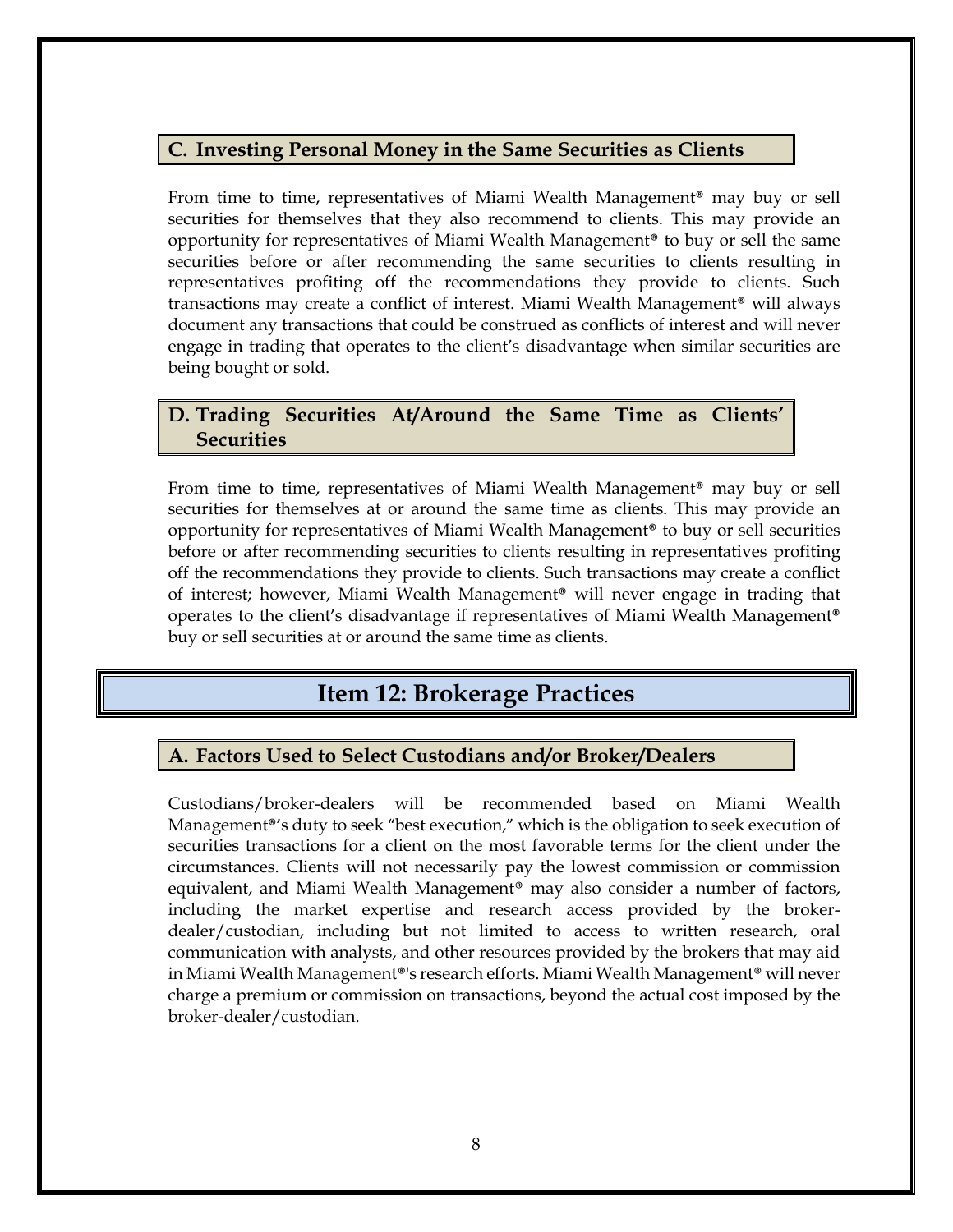### C. Investing Personal Money in the Same Securities as Clients

From time to time, representatives of Miami Wealth Management® may buy or sell securities for themselves that they also recommend to clients. This may provide an opportunity for representatives of Miami Wealth Management® to buy or sell the same securities before or after recommending the same securities to clients resulting in representatives profiting off the recommendations they provide to clients. Such transactions may create a conflict of interest. Miami Wealth Management® will always document any transactions that could be construed as conflicts of interest and will never engage in trading that operates to the client's disadvantage when similar securities are being bought or sold.

### D. Trading Securities At/Around the Same Time as Clients' Securities

From time to time, representatives of Miami Wealth Management® may buy or sell securities for themselves at or around the same time as clients. This may provide an opportunity for representatives of Miami Wealth Management® to buy or sell securities before or after recommending securities to clients resulting in representatives profiting off the recommendations they provide to clients. Such transactions may create a conflict of interest; however, Miami Wealth Management® will never engage in trading that operates to the client's disadvantage if representatives of Miami Wealth Management® buy or sell securities at or around the same time as clients.

## Item 12: Brokerage Practices

### A. Factors Used to Select Custodians and/or Broker/Dealers

Custodians/broker-dealers will be recommended based on Miami Wealth Management®'s duty to seek "best execution," which is the obligation to seek execution of securities transactions for a client on the most favorable terms for the client under the circumstances. Clients will not necessarily pay the lowest commission or commission equivalent, and Miami Wealth Management® may also consider a number of factors, including the market expertise and research access provided by the broker-dealer/custodian, including but not limited to access to written research, oral communication with analysts, and other resources provided by the brokers that may aid in Miami Wealth Management®'s research efforts. Miami Wealth Management® will never charge a premium or commission on transactions, beyond the actual cost imposed by the broker-dealer/custodian.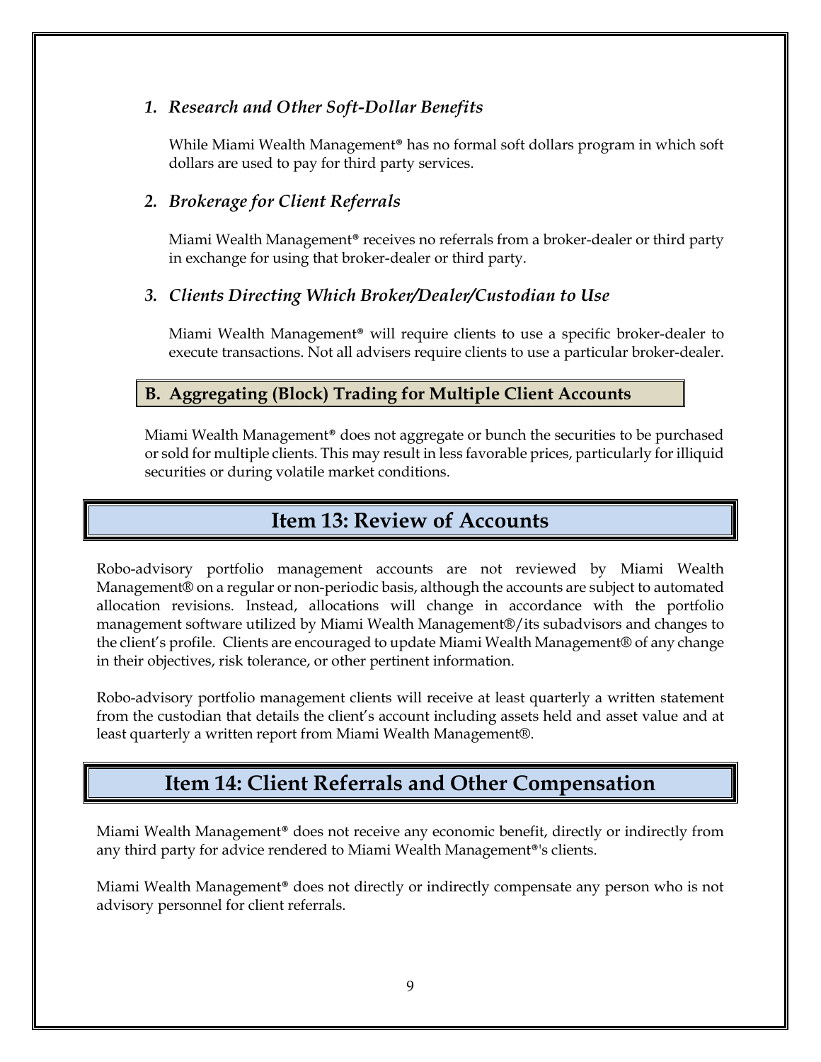### *1. Research and Other Soft-Dollar Benefits*

While Miami Wealth Management® has no formal soft dollars program in which soft dollars are used to pay for third party services.

### *2. Brokerage for Client Referrals*

Miami Wealth Management® receives no referrals from a broker-dealer or third party in exchange for using that broker-dealer or third party.

### *3. Clients Directing Which Broker/Dealer/Custodian to Use*

Miami Wealth Management® will require clients to use a specific broker-dealer to execute transactions. Not all advisers require clients to use a particular broker-dealer.

### B. Aggregating (Block) Trading for Multiple Client Accounts

Miami Wealth Management® does not aggregate or bunch the securities to be purchased or sold for multiple clients. This may result in less favorable prices, particularly for illiquid securities or during volatile market conditions.

## Item 13: Review of Accounts

Robo-advisory portfolio management accounts are not reviewed by Miami Wealth Management® on a regular or non-periodic basis, although the accounts are subject to automated allocation revisions. Instead, allocations will change in accordance with the portfolio management software utilized by Miami Wealth Management®/its subadvisors and changes to the client's profile. Clients are encouraged to update Miami Wealth Management® of any change in their objectives, risk tolerance, or other pertinent information.

Robo-advisory portfolio management clients will receive at least quarterly a written statement from the custodian that details the client's account including assets held and asset value and at least quarterly a written report from Miami Wealth Management®.

## Item 14: Client Referrals and Other Compensation

Miami Wealth Management® does not receive any economic benefit, directly or indirectly from any third party for advice rendered to Miami Wealth Management®'s clients.

Miami Wealth Management® does not directly or indirectly compensate any person who is not advisory personnel for client referrals.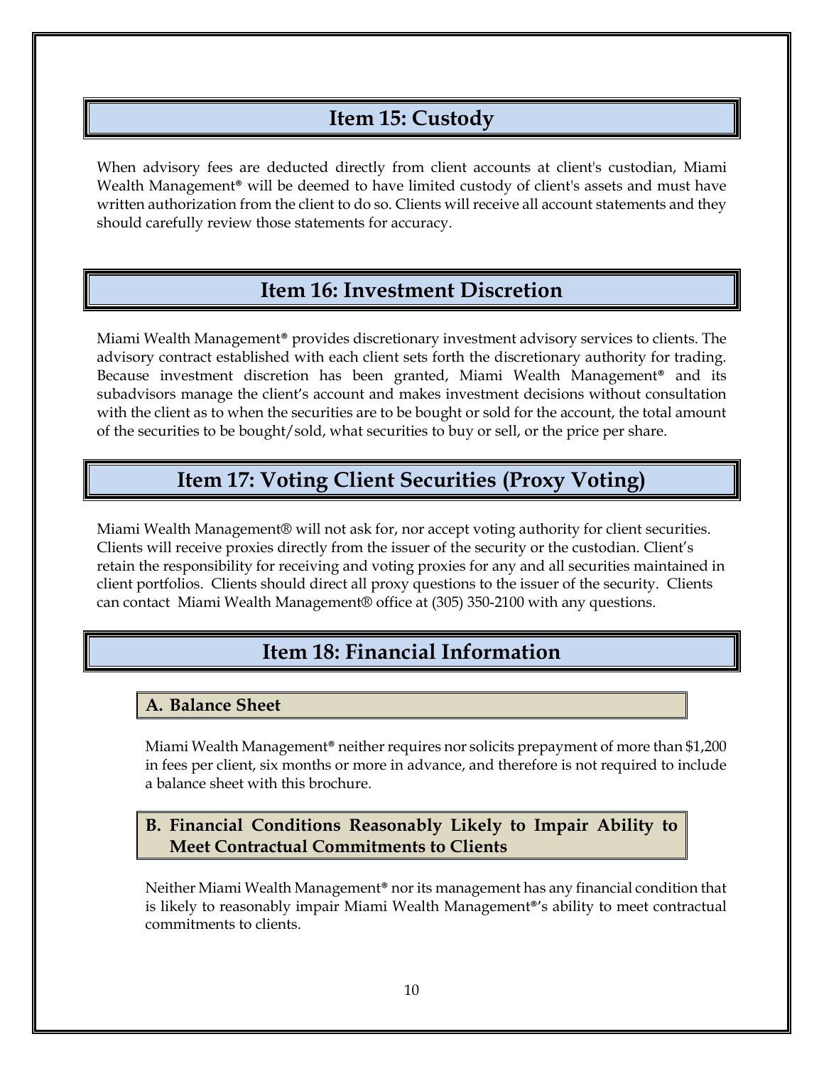## Item 15: Custody

When advisory fees are deducted directly from client accounts at client's custodian, Miami Wealth Management® will be deemed to have limited custody of client's assets and must have written authorization from the client to do so. Clients will receive all account statements and they should carefully review those statements for accuracy.

## Item 16: Investment Discretion

Miami Wealth Management® provides discretionary investment advisory services to clients. The advisory contract established with each client sets forth the discretionary authority for trading. Because investment discretion has been granted, Miami Wealth Management® and its subadvisors manage the client's account and makes investment decisions without consultation with the client as to when the securities are to be bought or sold for the account, the total amount of the securities to be bought/sold, what securities to buy or sell, or the price per share.

## Item 17: Voting Client Securities (Proxy Voting)

Miami Wealth Management® will not ask for, nor accept voting authority for client securities. Clients will receive proxies directly from the issuer of the security or the custodian. Client's retain the responsibility for receiving and voting proxies for any and all securities maintained in client portfolios. Clients should direct all proxy questions to the issuer of the security. Clients can contact Miami Wealth Management® office at (305) 350-2100 with any questions.

## Item 18: Financial Information

### A. Balance Sheet

Miami Wealth Management® neither requires nor solicits prepayment of more than $1,200 in fees per client, six months or more in advance, and therefore is not required to include a balance sheet with this brochure.

### B. Financial Conditions Reasonably Likely to Impair Ability to Meet Contractual Commitments to Clients

Neither Miami Wealth Management® nor its management has any financial condition that is likely to reasonably impair Miami Wealth Management®'s ability to meet contractual commitments to clients.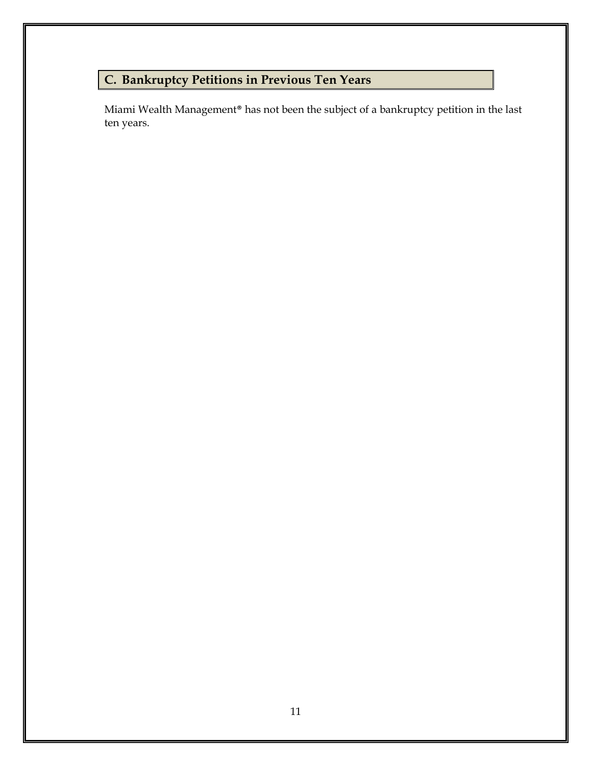## C. Bankruptcy Petitions in Previous Ten Years

Miami Wealth Management® has not been the subject of a bankruptcy petition in the last ten years.